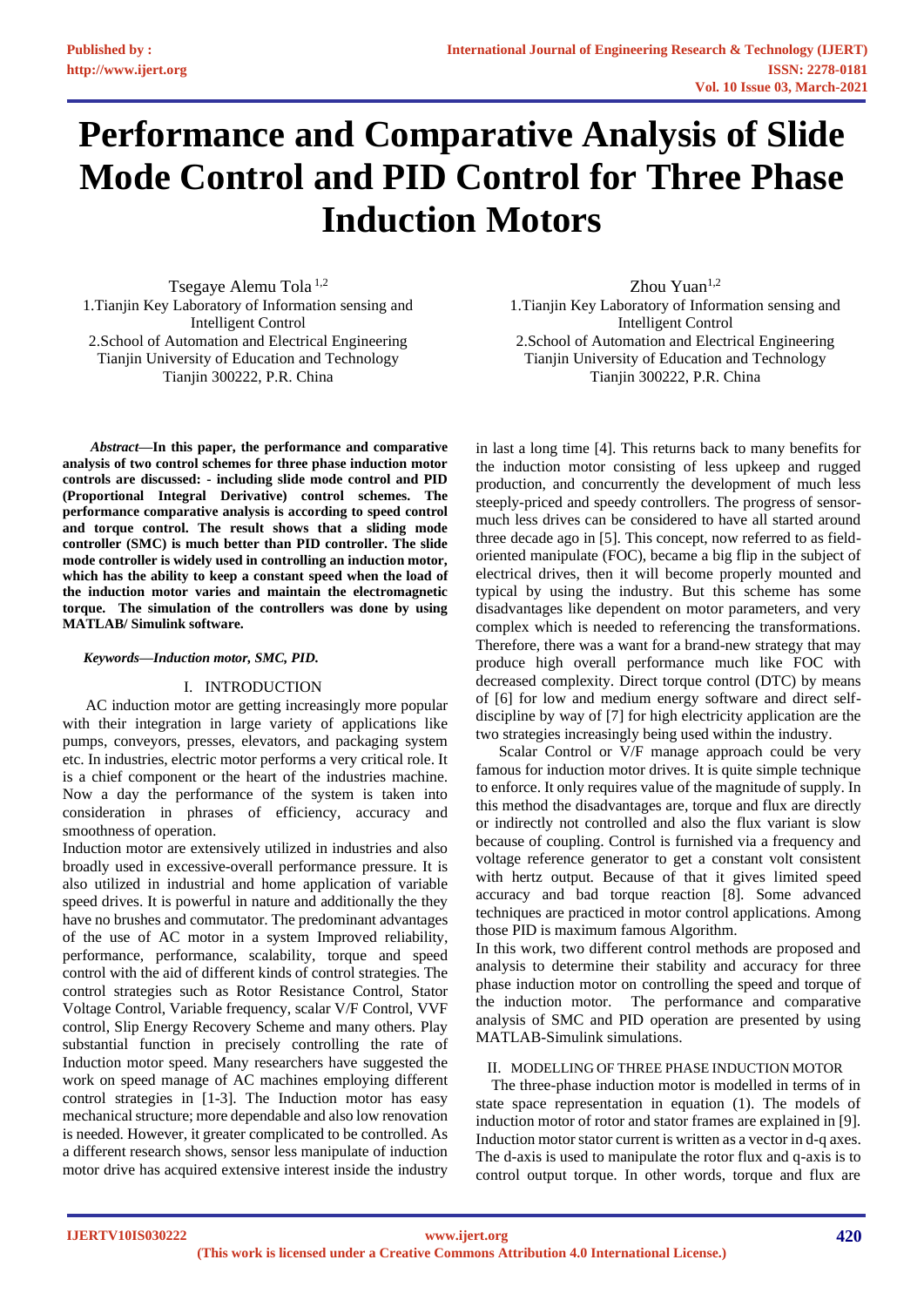# Performance and Comparative Analysis of Slide Mode Control and PID Control for Three Phase Induction Motors

Tsegaye Alemu Tola [1,2]
1.Tianjin Key Laboratory of Information sensing and Intelligent Control
2.School of Automation and Electrical Engineering
Tianjin University of Education and Technology
Tianjin 300222, P.R. China

Zhou Yuan[1,2]
1.Tianjin Key Laboratory of Information sensing and Intelligent Control
2.School of Automation and Electrical Engineering
Tianjin University of Education and Technology
Tianjin 300222, P.R. China

***Abstract*—In this paper, the performance and comparative analysis of two control schemes for three phase induction motor controls are discussed: - including slide mode control and PID (Proportional Integral Derivative) control schemes. The performance comparative analysis is according to speed control and torque control. The result shows that a sliding mode controller (SMC) is much better than PID controller. The slide mode controller is widely used in controlling an induction motor, which has the ability to keep a constant speed when the load of the induction motor varies and maintain the electromagnetic torque. The simulation of the controllers was done by using MATLAB/ Simulink software.**

***Keywords—Induction motor, SMC, PID.***

## I. INTRODUCTION

AC induction motor are getting increasingly more popular with their integration in large variety of applications like pumps, conveyors, presses, elevators, and packaging system etc. In industries, electric motor performs a very critical role. It is a chief component or the heart of the industries machine. Now a day the performance of the system is taken into consideration in phrases of efficiency, accuracy and smoothness of operation.

Induction motor are extensively utilized in industries and also broadly used in excessive-overall performance pressure. It is also utilized in industrial and home application of variable speed drives. It is powerful in nature and additionally the they have no brushes and commutator. The predominant advantages of the use of AC motor in a system Improved reliability, performance, scalability, torque and speed control with the aid of different kinds of control strategies. The control strategies such as Rotor Resistance Control, Stator Voltage Control, Variable frequency, scalar V/F Control, VVF control, Slip Energy Recovery Scheme and many others. Play substantial function in precisely controlling the rate of Induction motor speed. Many researchers have suggested the work on speed manage of AC machines employing different control strategies in [1-3]. The Induction motor has easy mechanical structure; more dependable and also low renovation is needed. However, it greater complicated to be controlled. As a different research shows, sensor less manipulate of induction motor drive has acquired extensive interest inside the industry in last a long time [4]. This returns back to many benefits for the induction motor consisting of less upkeep and rugged production, and concurrently the development of much less steeply-priced and speedy controllers. The progress of sensor-much less drives can be considered to have all started around three decade ago in [5]. This concept, now referred to as field-oriented manipulate (FOC), became a big flip in the subject of electrical drives, then it will become properly mounted and typical by using the industry. But this scheme has some disadvantages like dependent on motor parameters, and very complex which is needed to referencing the transformations. Therefore, there was a want for a brand-new strategy that may produce high overall performance much like FOC with decreased complexity. Direct torque control (DTC) by means of [6] for low and medium energy software and direct self-discipline by way of [7] for high electricity application are the two strategies increasingly being used within the industry.

Scalar Control or V/F manage approach could be very famous for induction motor drives. It is quite simple technique to enforce. It only requires value of the magnitude of supply. In this method the disadvantages are, torque and flux are directly or indirectly not controlled and also the flux variant is slow because of coupling. Control is furnished via a frequency and voltage reference generator to get a constant volt consistent with hertz output. Because of that it gives limited speed accuracy and bad torque reaction [8]. Some advanced techniques are practiced in motor control applications. Among those PID is maximum famous Algorithm.

In this work, two different control methods are proposed and analysis to determine their stability and accuracy for three phase induction motor on controlling the speed and torque of the induction motor. The performance and comparative analysis of SMC and PID operation are presented by using MATLAB-Simulink simulations.

## II. MODELLING OF THREE PHASE INDUCTION MOTOR

The three-phase induction motor is modelled in terms of in state space representation in equation (1). The models of induction motor of rotor and stator frames are explained in [9]. Induction motor stator current is written as a vector in d-q axes. The d-axis is used to manipulate the rotor flux and q-axis is to control output torque. In other words, torque and flux are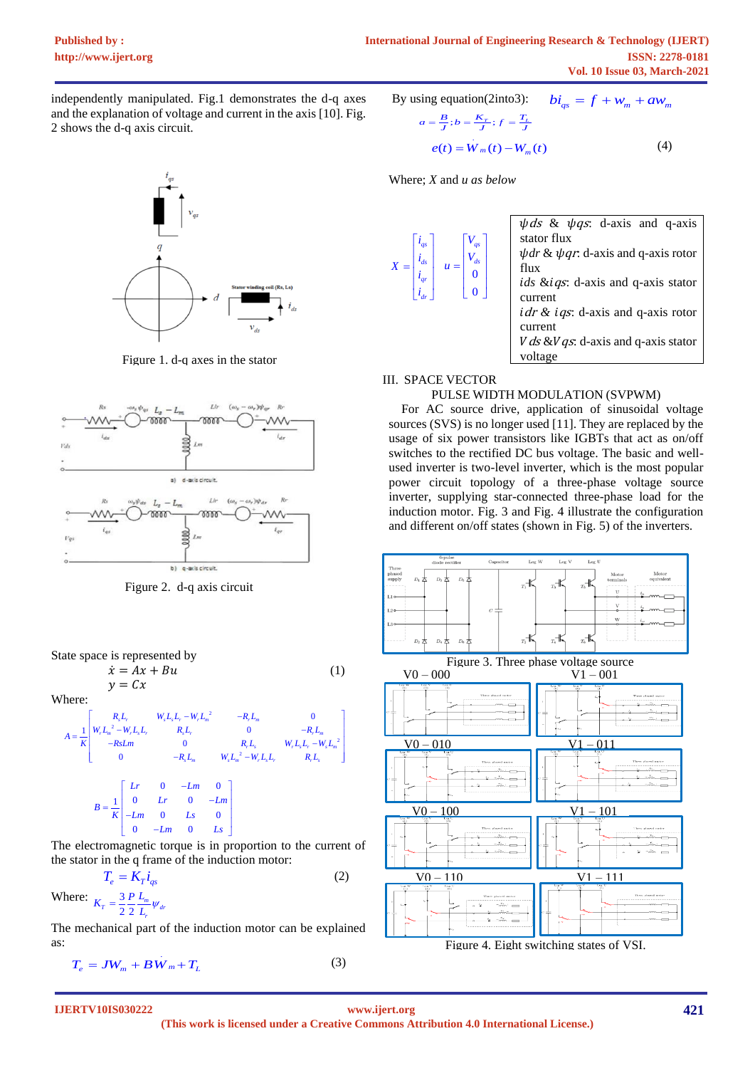independently manipulated. Fig.1 demonstrates the d-q axes and the explanation of voltage and current in the axis [10]. Fig. 2 shows the d-q axis circuit.

Figure 1. d-q axes in the stator

Figure 2. d-q axis circuit

State space is represented by

$$\dot{x} = Ax + Bu \qquad (1)$$
$$y = Cx$$

Where:

$$A = \frac{1}{K}\begin{bmatrix} R_sL_r & W_sL_sL_r - W_rL_m^2 & -R_rL_m & 0 \\ W_rL_m^2 - W_rL_sL_r & R_sL_r & 0 & -R_rL_m \\ -RsLm & 0 & R_rL_s & W_rL_sL_r - W_sL_m^2 \\ 0 & -R_sL_m & W_sL_m^2 - W_rL_sL_r & R_rL_s \end{bmatrix}$$

$$B = \frac{1}{K}\begin{bmatrix} Lr & 0 & -Lm & 0 \\ 0 & Lr & 0 & -Lm \\ -Lm & 0 & Ls & 0 \\ 0 & -Lm & 0 & Ls \end{bmatrix}$$

The electromagnetic torque is in proportion to the current of the stator in the q frame of the induction motor:

$$T_e = K_T i_{qs} \qquad (2)$$

Where: $K_T = \frac{3}{2}\frac{P}{2}\frac{L_m}{L_r}\psi_{dr}$

The mechanical part of the induction motor can be explained as:

$$T_e = JW_m + B\dot{W}_m + T_L \qquad (3)$$

By using equation(2into3): $bi_{qs} = f + w_m + aw_m$

$$a = \frac{B}{J}; b = \frac{K_T}{J}; f = \frac{T_L}{J}$$

$$e(t) = \dot{W}_m(t) - W_m(t) \qquad (4)$$

Where; *X* and *u as below*

$$X = \begin{bmatrix} i_{qs} \\ i_{ds} \\ i_{qr} \\ i_{dr} \end{bmatrix} \quad u = \begin{bmatrix} V_{qs} \\ V_{ds} \\ 0 \\ 0 \end{bmatrix}$$

| |
|---|
| $\psi ds$ & $\psi qs$: d-axis and q-axis stator flux |
| $\psi dr$ & $\psi qr$: d-axis and q-axis rotor flux |
| $ids$ & $iqs$: d-axis and q-axis stator current |
| $idr$ & $iqs$: d-axis and q-axis rotor current |
| $Vds$ & $Vqs$: d-axis and q-axis stator voltage |

## III. SPACE VECTOR PULSE WIDTH MODULATION (SVPWM)

For AC source drive, application of sinusoidal voltage sources (SVS) is no longer used [11]. They are replaced by the usage of six power transistors like IGBTs that act as on/off switches to the rectified DC bus voltage. The basic and well-used inverter is two-level inverter, which is the most popular power converter topology of a three-phase voltage source inverter, supplying star-connected three-phase load for the induction motor. Fig. 3 and Fig. 4 illustrate the configuration and different on/off states (shown in Fig. 5) of the inverters.

Figure 3. Three phase voltage source

V0 – 000
V1 – 001
V0 – 010
V1 – 011
V0 – 100
V1 – 101
V0 – 110
V1 – 111

Figure 4. Eight switching states of VSI.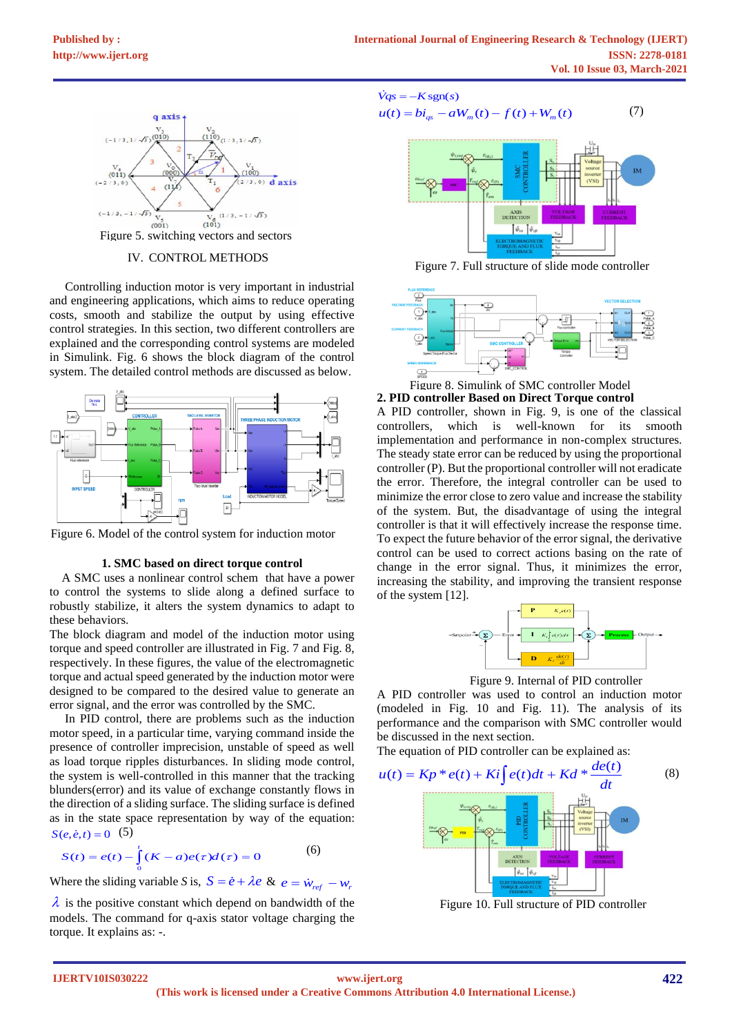Figure 5. switching vectors and sectors

## IV. CONTROL METHODS

Controlling induction motor is very important in industrial and engineering applications, which aims to reduce operating costs, smooth and stabilize the output by using effective control strategies. In this section, two different controllers are explained and the corresponding control systems are modeled in Simulink. Fig. 6 shows the block diagram of the control system. The detailed control methods are discussed as below.

Figure 6. Model of the control system for induction motor

### 1. SMC based on direct torque control

A SMC uses a nonlinear control schem that have a power to control the systems to slide along a defined surface to robustly stabilize, it alters the system dynamics to adapt to these behaviors.

The block diagram and model of the induction motor using torque and speed controller are illustrated in Fig. 7 and Fig. 8, respectively. In these figures, the value of the electromagnetic torque and actual speed generated by the induction motor were designed to be compared to the desired value to generate an error signal, and the error was controlled by the SMC.

In PID control, there are problems such as the induction motor speed, in a particular time, varying command inside the presence of controller imprecision, unstable of speed as well as load torque ripples disturbances. In sliding mode control, the system is well-controlled in this manner that the tracking blunders(error) and its value of exchange constantly flows in the direction of a sliding surface. The sliding surface is defined as in the state space representation by way of the equation: $S(e,\dot{e},t)=0$ (5)

$$S(t)=e(t)-\int_{0}^{t}(K-a)e(\tau)d(\tau)=0 \quad (6)$$

Where the sliding variable $S$ is, $S=\dot{e}+\lambda e$ & $e=\dot{w}_{ref}-w_{r}$

$\lambda$ is the positive constant which depend on bandwidth of the models. The command for q-axis stator voltage charging the torque. It explains as: -.

$$\dot{V}qs=-K\,\mathrm{sgn}(s)$$
$$u(t)=bi_{qs}-aW_{m}(t)-f(t)+W_{m}(t) \quad (7)$$

Figure 7. Full structure of slide mode controller

Figure 8. Simulink of SMC controller Model

### 2. PID controller Based on Direct Torque control

A PID controller, shown in Fig. 9, is one of the classical controllers, which is well-known for its smooth implementation and performance in non-complex structures. The steady state error can be reduced by using the proportional controller (P). But the proportional controller will not eradicate the error. Therefore, the integral controller can be used to minimize the error close to zero value and increase the stability of the system. But, the disadvantage of using the integral controller is that it will effectively increase the response time. To expect the future behavior of the error signal, the derivative control can be used to correct actions basing on the rate of change in the error signal. Thus, it minimizes the error, increasing the stability, and improving the transient response of the system [12].

Figure 9. Internal of PID controller

A PID controller was used to control an induction motor (modeled in Fig. 10 and Fig. 11). The analysis of its performance and the comparison with SMC controller would be discussed in the next section.

The equation of PID controller can be explained as:

$$u(t)=Kp*e(t)+Ki\int e(t)dt+Kd*\frac{de(t)}{dt} \quad (8)$$

Figure 10. Full structure of PID controller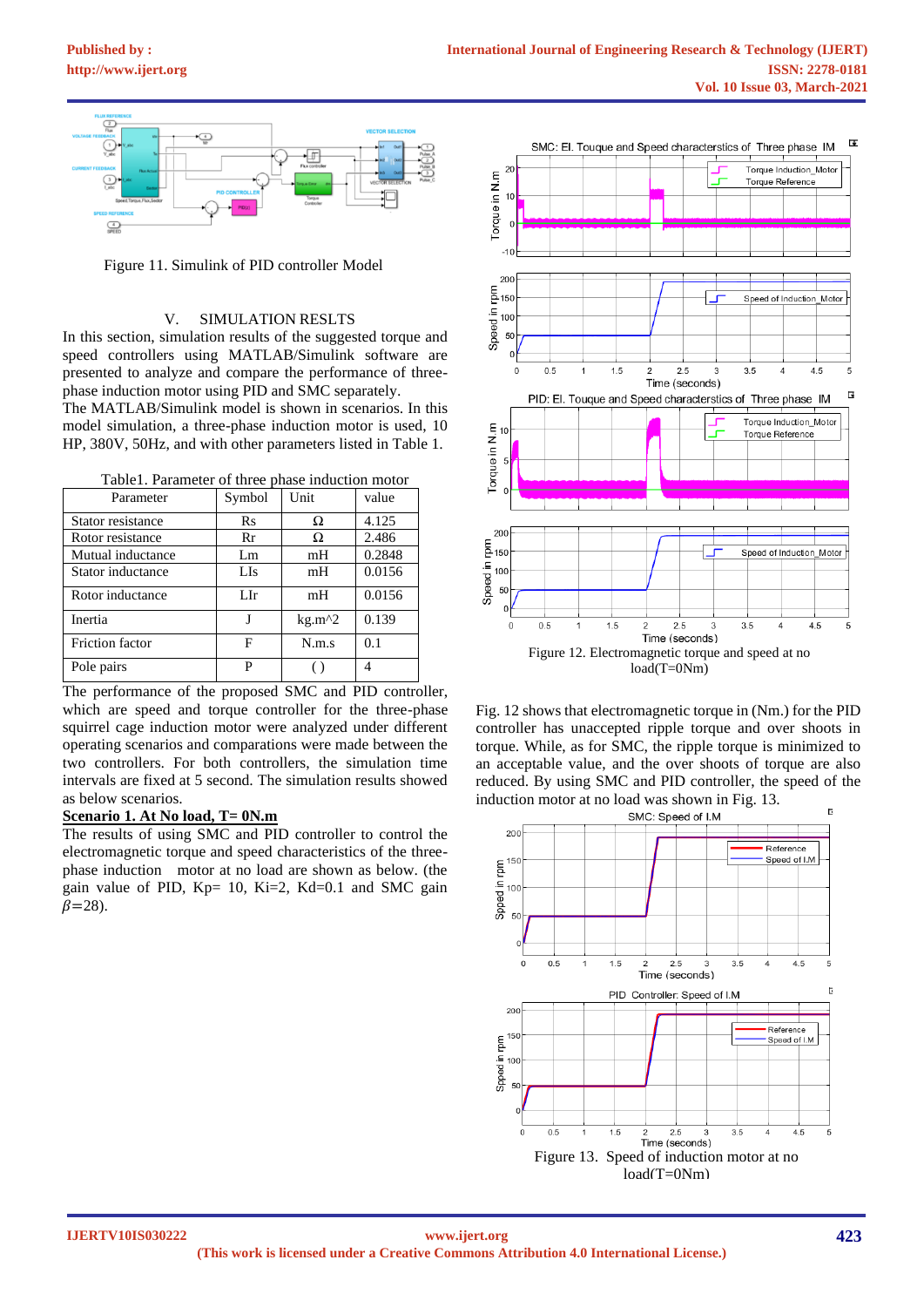FLUX REFERENCE
VOLTAGE FEEDBACK
CURRENT FEEDBACK
VECTOR SELECTION
PID CONTROLLER
SPEED REFERENCE
SPEED

Figure 11. Simulink of PID controller Model

## V. SIMULATION RESLTS

In this section, simulation results of the suggested torque and speed controllers using MATLAB/Simulink software are presented to analyze and compare the performance of three-phase induction motor using PID and SMC separately.

The MATLAB/Simulink model is shown in scenarios. In this model simulation, a three-phase induction motor is used, 10 HP, 380V, 50Hz, and with other parameters listed in Table 1.

Table1. Parameter of three phase induction motor

| Parameter | Symbol | Unit | value |
|---|---|---|---|
| Stator resistance | Rs | Ω | 4.125 |
| Rotor resistance | Rr | Ω | 2.486 |
| Mutual inductance | Lm | mH | 0.2848 |
| Stator inductance | LIs | mH | 0.0156 |
| Rotor inductance | LIr | mH | 0.0156 |
| Inertia | J | kg.m^2 | 0.139 |
| Friction factor | F | N.m.s | 0.1 |
| Pole pairs | P | ( ) | 4 |

The performance of the proposed SMC and PID controller, which are speed and torque controller for the three-phase squirrel cage induction motor were analyzed under different operating scenarios and comparations were made between the two controllers. For both controllers, the simulation time intervals are fixed at 5 second. The simulation results showed as below scenarios.

**Scenario 1. At No load, T= 0N.m**

The results of using SMC and PID controller to control the electromagnetic torque and speed characteristics of the three-phase induction motor at no load are shown as below. (the gain value of PID, Kp= 10, Ki=2, Kd=0.1 and SMC gain $\beta$=28).

SMC: El. Touque and Speed characteristics of Three phase IM
Torque Induction_Motor
Torque Reference
Torque in N.m
Speed of Induction_Motor
Speed in rpm
Time (seconds)

PID: El. Touque and Speed characteristics of Three phase IM
Torque Induction_Motor
Torque Reference
Torque in N.m
Speed of Induction_Motor
Speed in rpm
Time (seconds)

Figure 12. Electromagnetic torque and speed at no load(T=0Nm)

Fig. 12 shows that electromagnetic torque in (Nm.) for the PID controller has unaccepted ripple torque and over shoots in torque. While, as for SMC, the ripple torque is minimized to an acceptable value, and the over shoots of torque are also reduced. By using SMC and PID controller, the speed of the induction motor at no load was shown in Fig. 13.

SMC: Speed of I.M
Reference
Speed of I.M
Speed in rpm
Time (seconds)

PID Controller: Speed of I.M
Reference
Speed of I.M
Speed in rpm
Time (seconds)

Figure 13. Speed of induction motor at no load(T=0Nm)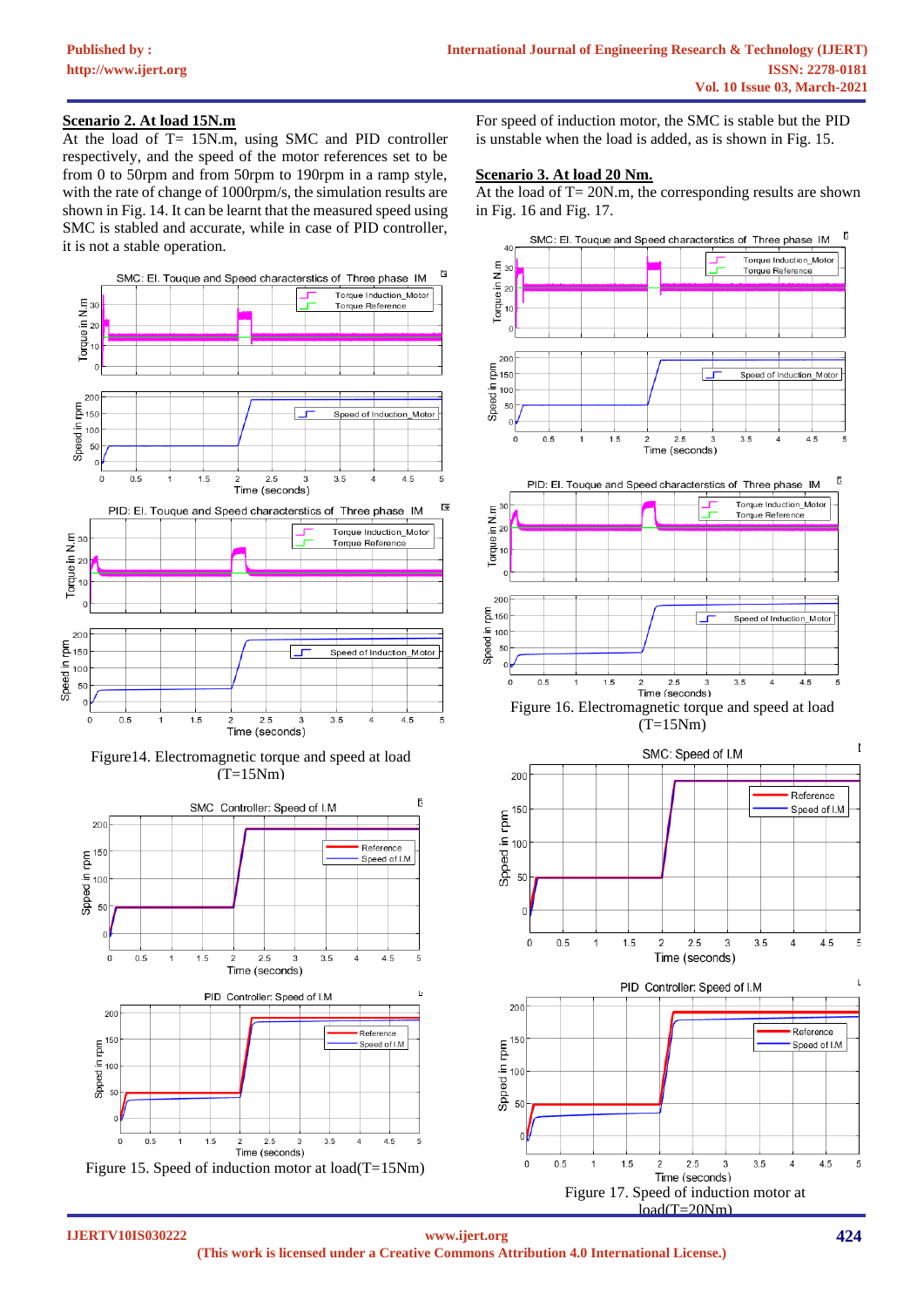**Scenario 2. At load 15N.m**

At the load of T= 15N.m, using SMC and PID controller respectively, and the speed of the motor references set to be from 0 to 50rpm and from 50rpm to 190rpm in a ramp style, with the rate of change of 1000rpm/s, the simulation results are shown in Fig. 14. It can be learnt that the measured speed using SMC is stabled and accurate, while in case of PID controller, it is not a stable operation.

SMC: El. Touque and Speed characterstics of Three phase IM
Torque in N.m
Torque Induction_Motor
Torque Reference
Speed in rpm
Speed of Induction_Motor
Time (seconds)

PID: El. Touque and Speed characterstics of Three phase IM
Torque in N.m
Torque Induction_Motor
Torque Reference
Speed in rpm
Speed of Induction_Motor
Time (seconds)

Figure14. Electromagnetic torque and speed at load (T=15Nm)

SMC Controller: Speed of I.M
Speed in rpm
Reference
Speed of I.M
Time (seconds)

PID Controller: Speed of I.M
Speed in rpm
Reference
Speed of I.M
Time (seconds)

Figure 15. Speed of induction motor at load(T=15Nm)

For speed of induction motor, the SMC is stable but the PID is unstable when the load is added, as is shown in Fig. 15.

**Scenario 3. At load 20 Nm.**

At the load of T= 20N.m, the corresponding results are shown in Fig. 16 and Fig. 17.

SMC: El. Touque and Speed characterstics of Three phase IM
Torque in N.m
Torque Induction_Motor
Torque Reference
Speed in rpm
Speed of Induction_Motor
Time (seconds)

PID: El. Touque and Speed characterstics of Three phase IM
Torque in N.m
Torque Induction_Motor
Torque Reference
Speed in rpm
Speed of Induction_Motor
Time (seconds)

Figure 16. Electromagnetic torque and speed at load (T=15Nm)

SMC: Speed of I.M
Speed in rpm
Reference
Speed of I.M
Time (seconds)

PID Controller: Speed of I.M
Speed in rpm
Reference
Speed of I.M
Time (seconds)

Figure 17. Speed of induction motor at load(T=20Nm)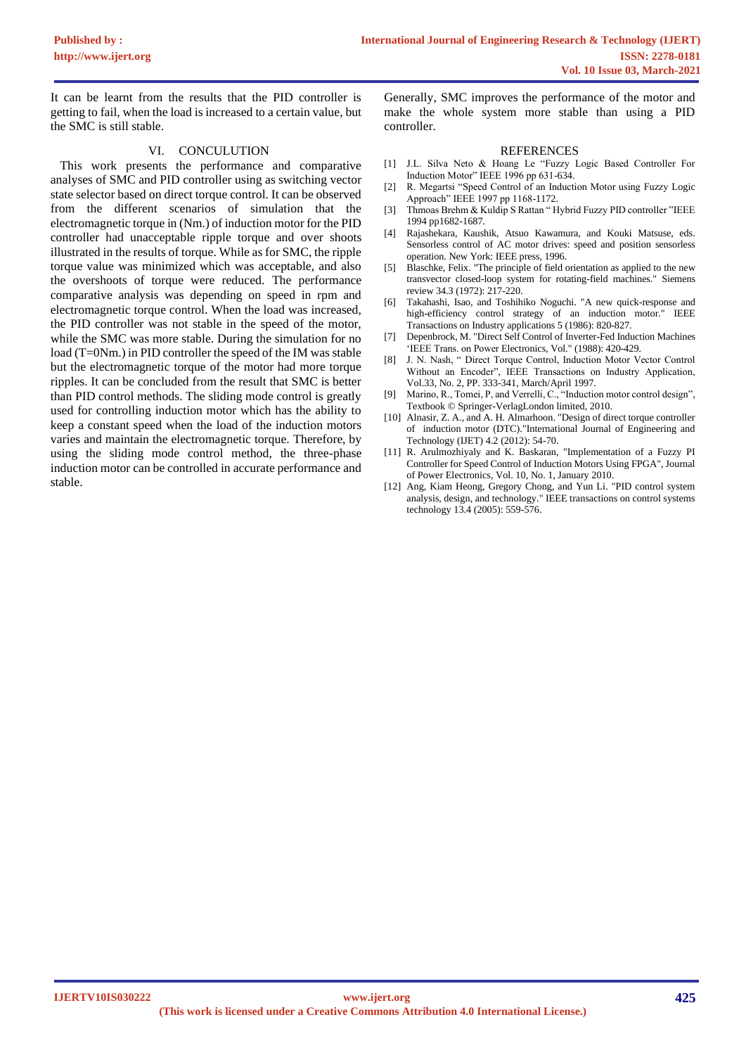It can be learnt from the results that the PID controller is getting to fail, when the load is increased to a certain value, but the SMC is still stable.

## VI. CONCULUTION

This work presents the performance and comparative analyses of SMC and PID controller using as switching vector state selector based on direct torque control. It can be observed from the different scenarios of simulation that the electromagnetic torque in (Nm.) of induction motor for the PID controller had unacceptable ripple torque and over shoots illustrated in the results of torque. While as for SMC, the ripple torque value was minimized which was acceptable, and also the overshoots of torque were reduced. The performance comparative analysis was depending on speed in rpm and electromagnetic torque control. When the load was increased, the PID controller was not stable in the speed of the motor, while the SMC was more stable. During the simulation for no load (T=0Nm.) in PID controller the speed of the IM was stable but the electromagnetic torque of the motor had more torque ripples. It can be concluded from the result that SMC is better than PID control methods. The sliding mode control is greatly used for controlling induction motor which has the ability to keep a constant speed when the load of the induction motors varies and maintain the electromagnetic torque. Therefore, by using the sliding mode control method, the three-phase induction motor can be controlled in accurate performance and stable.

Generally, SMC improves the performance of the motor and make the whole system more stable than using a PID controller.

## REFERENCES

[1] J.L. Silva Neto & Hoang Le "Fuzzy Logic Based Controller For Induction Motor" IEEE 1996 pp 631-634.

[2] R. Megartsi "Speed Control of an Induction Motor using Fuzzy Logic Approach" IEEE 1997 pp 1168-1172.

[3] Thmoas Brehm & Kuldip S Rattan " Hybrid Fuzzy PID controller "IEEE 1994 pp1682-1687.

[4] Rajashekara, Kaushik, Atsuo Kawamura, and Kouki Matsuse, eds. Sensorless control of AC motor drives: speed and position sensorless operation. New York: IEEE press, 1996.

[5] Blaschke, Felix. "The principle of field orientation as applied to the new transvector closed-loop system for rotating-field machines." Siemens review 34.3 (1972): 217-220.

[6] Takahashi, Isao, and Toshihiko Noguchi. "A new quick-response and high-efficiency control strategy of an induction motor." IEEE Transactions on Industry applications 5 (1986): 820-827.

[7] Depenbrock, M. "Direct Self Control of Inverter-Fed Induction Machines 'IEEE Trans. on Power Electronics, Vol." (1988): 420-429.

[8] J. N. Nash, " Direct Torque Control, Induction Motor Vector Control Without an Encoder", IEEE Transactions on Industry Application, Vol.33, No. 2, PP. 333-341, March/April 1997.

[9] Marino, R., Tomei, P, and Verrelli, C., "Induction motor control design", Textbook © Springer-VerlagLondon limited, 2010.

[10] Alnasir, Z. A., and A. H. Almarhoon. "Design of direct torque controller of induction motor (DTC)."International Journal of Engineering and Technology (IJET) 4.2 (2012): 54-70.

[11] R. Arulmozhiyaly and K. Baskaran, "Implementation of a Fuzzy PI Controller for Speed Control of Induction Motors Using FPGA", Journal of Power Electronics, Vol. 10, No. 1, January 2010.

[12] Ang, Kiam Heong, Gregory Chong, and Yun Li. "PID control system analysis, design, and technology." IEEE transactions on control systems technology 13.4 (2005): 559-576.